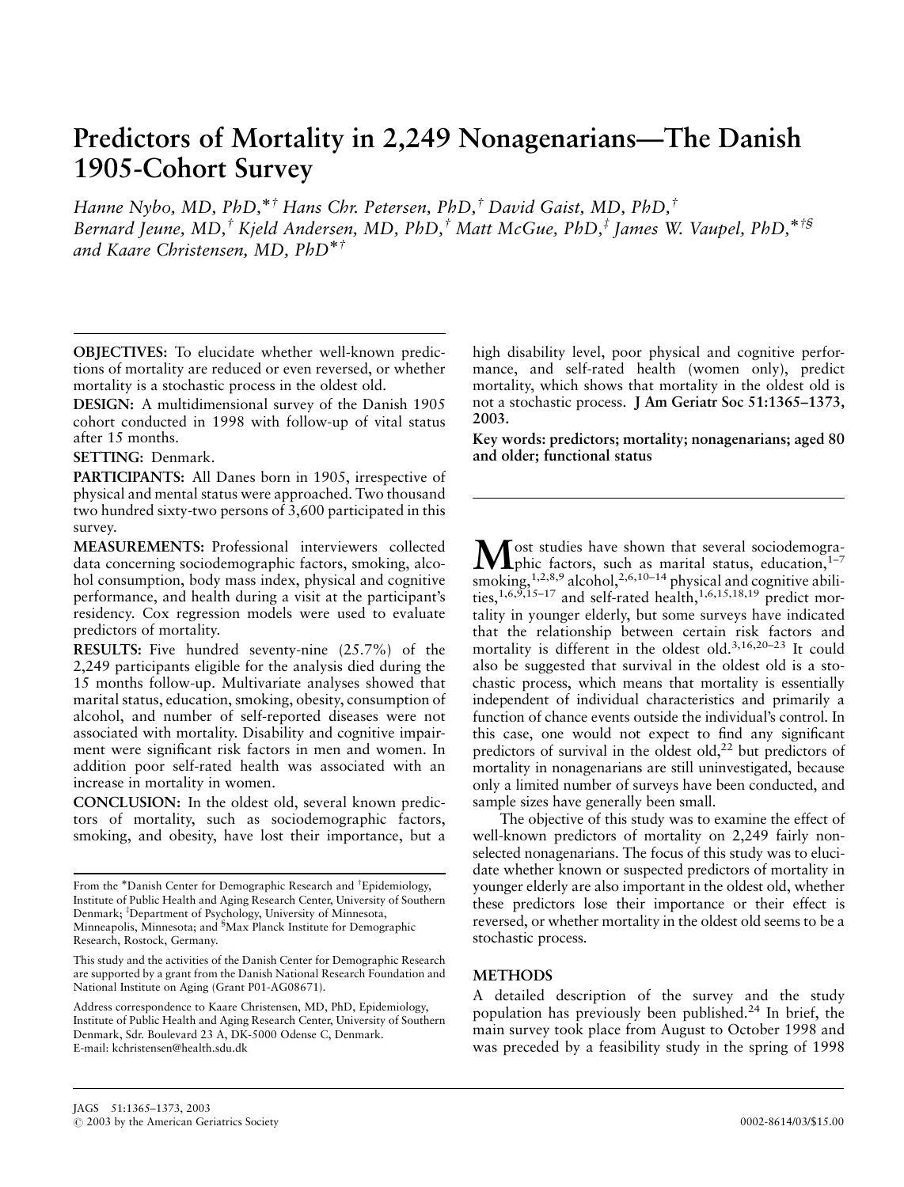# Predictors of Mortality in 2,249 Nonagenarians—The Danish 1905-Cohort Survey

*Hanne Nybo, MD, PhD,*[*†] *Hans Chr. Petersen, PhD,*[†] *David Gaist, MD, PhD,*[†] *Bernard Jeune, MD,*[†] *Kjeld Andersen, MD, PhD,*[†] *Matt McGue, PhD,*[‡] *James W. Vaupel, PhD,*[*†§] *and Kaare Christensen, MD, PhD*[*†]

**OBJECTIVES:** To elucidate whether well-known predictions of mortality are reduced or even reversed, or whether mortality is a stochastic process in the oldest old.

**DESIGN:** A multidimensional survey of the Danish 1905 cohort conducted in 1998 with follow-up of vital status after 15 months.

**SETTING:** Denmark.

**PARTICIPANTS:** All Danes born in 1905, irrespective of physical and mental status were approached. Two thousand two hundred sixty-two persons of 3,600 participated in this survey.

**MEASUREMENTS:** Professional interviewers collected data concerning sociodemographic factors, smoking, alcohol consumption, body mass index, physical and cognitive performance, and health during a visit at the participant's residency. Cox regression models were used to evaluate predictors of mortality.

**RESULTS:** Five hundred seventy-nine (25.7%) of the 2,249 participants eligible for the analysis died during the 15 months follow-up. Multivariate analyses showed that marital status, education, smoking, obesity, consumption of alcohol, and number of self-reported diseases were not associated with mortality. Disability and cognitive impairment were significant risk factors in men and women. In addition poor self-rated health was associated with an increase in mortality in women.

**CONCLUSION:** In the oldest old, several known predictors of mortality, such as sociodemographic factors, smoking, and obesity, have lost their importance, but a high disability level, poor physical and cognitive performance, and self-rated health (women only), predict mortality, which shows that mortality in the oldest old is not a stochastic process. **J Am Geriatr Soc 51:1365–1373, 2003.**

**Key words: predictors; mortality; nonagenarians; aged 80 and older; functional status**

From the *Danish Center for Demographic Research and †Epidemiology, Institute of Public Health and Aging Research Center, University of Southern Denmark; ‡Department of Psychology, University of Minnesota, Minneapolis, Minnesota; and §Max Planck Institute for Demographic Research, Rostock, Germany.

This study and the activities of the Danish Center for Demographic Research are supported by a grant from the Danish National Research Foundation and National Institute on Aging (Grant P01-AG08671).

Address correspondence to Kaare Christensen, MD, PhD, Epidemiology, Institute of Public Health and Aging Research Center, University of Southern Denmark, Sdr. Boulevard 23 A, DK-5000 Odense C, Denmark. E-mail: kchristensen@health.sdu.dk

Most studies have shown that several sociodemographic factors, such as marital status, education,[1–7] smoking,[1,2,8,9] alcohol,[2,6,10–14] physical and cognitive abilities,[1,6,9,15–17] and self-rated health,[1,6,15,18,19] predict mortality in younger elderly, but some surveys have indicated that the relationship between certain risk factors and mortality is different in the oldest old.[3,16,20–23] It could also be suggested that survival in the oldest old is a stochastic process, which means that mortality is essentially independent of individual characteristics and primarily a function of chance events outside the individual's control. In this case, one would not expect to find any significant predictors of survival in the oldest old,[22] but predictors of mortality in nonagenarians are still uninvestigated, because only a limited number of surveys have been conducted, and sample sizes have generally been small.

The objective of this study was to examine the effect of well-known predictors of mortality on 2,249 fairly nonselected nonagenarians. The focus of this study was to elucidate whether known or suspected predictors of mortality in younger elderly are also important in the oldest old, whether these predictors lose their importance or their effect is reversed, or whether mortality in the oldest old seems to be a stochastic process.

## METHODS

A detailed description of the survey and the study population has previously been published.[24] In brief, the main survey took place from August to October 1998 and was preceded by a feasibility study in the spring of 1998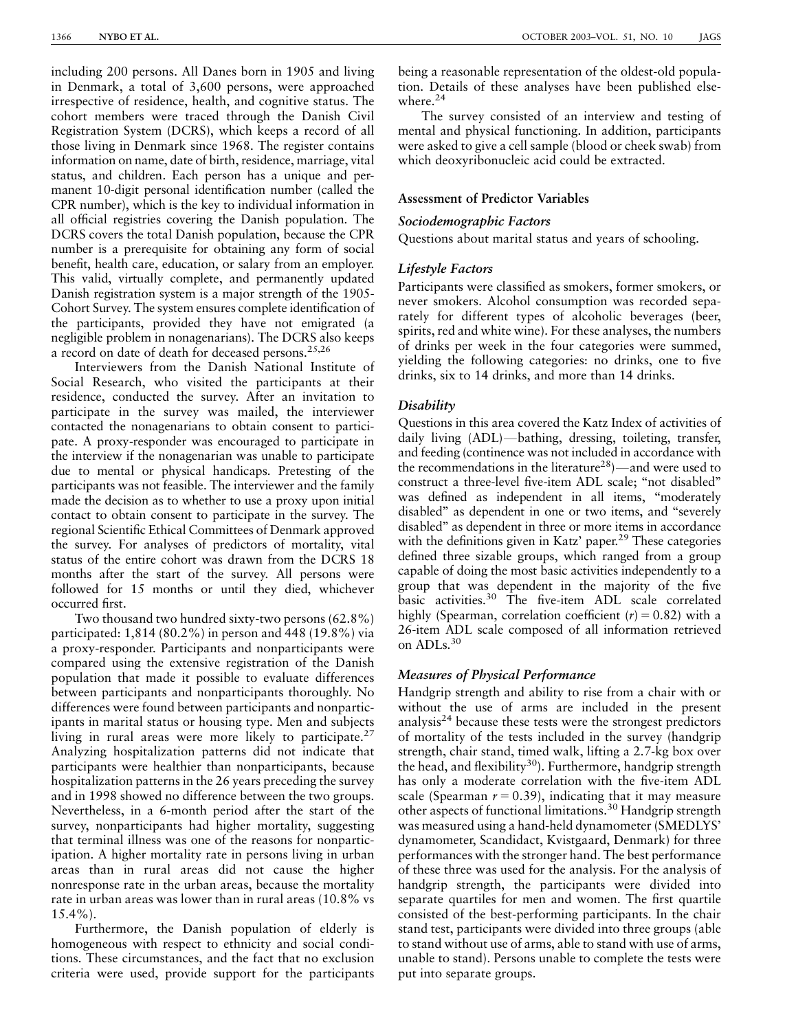including 200 persons. All Danes born in 1905 and living in Denmark, a total of 3,600 persons, were approached irrespective of residence, health, and cognitive status. The cohort members were traced through the Danish Civil Registration System (DCRS), which keeps a record of all those living in Denmark since 1968. The register contains information on name, date of birth, residence, marriage, vital status, and children. Each person has a unique and permanent 10-digit personal identification number (called the CPR number), which is the key to individual information in all official registries covering the Danish population. The DCRS covers the total Danish population, because the CPR number is a prerequisite for obtaining any form of social benefit, health care, education, or salary from an employer. This valid, virtually complete, and permanently updated Danish registration system is a major strength of the 1905-Cohort Survey. The system ensures complete identification of the participants, provided they have not emigrated (a negligible problem in nonagenarians). The DCRS also keeps a record on date of death for deceased persons.[25,26]

Interviewers from the Danish National Institute of Social Research, who visited the participants at their residence, conducted the survey. After an invitation to participate in the survey was mailed, the interviewer contacted the nonagenarians to obtain consent to participate. A proxy-responder was encouraged to participate in the interview if the nonagenarian was unable to participate due to mental or physical handicaps. Pretesting of the participants was not feasible. The interviewer and the family made the decision as to whether to use a proxy upon initial contact to obtain consent to participate in the survey. The regional Scientific Ethical Committees of Denmark approved the survey. For analyses of predictors of mortality, vital status of the entire cohort was drawn from the DCRS 18 months after the start of the survey. All persons were followed for 15 months or until they died, whichever occurred first.

Two thousand two hundred sixty-two persons (62.8%) participated: 1,814 (80.2%) in person and 448 (19.8%) via a proxy-responder. Participants and nonparticipants were compared using the extensive registration of the Danish population that made it possible to evaluate differences between participants and nonparticipants thoroughly. No differences were found between participants and nonparticipants in marital status or housing type. Men and subjects living in rural areas were more likely to participate.[27] Analyzing hospitalization patterns did not indicate that participants were healthier than nonparticipants, because hospitalization patterns in the 26 years preceding the survey and in 1998 showed no difference between the two groups. Nevertheless, in a 6-month period after the start of the survey, nonparticipants had higher mortality, suggesting that terminal illness was one of the reasons for nonparticipation. A higher mortality rate in persons living in urban areas than in rural areas did not cause the higher nonresponse rate in the urban areas, because the mortality rate in urban areas was lower than in rural areas (10.8% vs 15.4%).

Furthermore, the Danish population of elderly is homogeneous with respect to ethnicity and social conditions. These circumstances, and the fact that no exclusion criteria were used, provide support for the participants being a reasonable representation of the oldest-old population. Details of these analyses have been published elsewhere.[24]

The survey consisted of an interview and testing of mental and physical functioning. In addition, participants were asked to give a cell sample (blood or cheek swab) from which deoxyribonucleic acid could be extracted.

### Assessment of Predictor Variables

#### *Sociodemographic Factors*

Questions about marital status and years of schooling.

#### *Lifestyle Factors*

Participants were classified as smokers, former smokers, or never smokers. Alcohol consumption was recorded separately for different types of alcoholic beverages (beer, spirits, red and white wine). For these analyses, the numbers of drinks per week in the four categories were summed, yielding the following categories: no drinks, one to five drinks, six to 14 drinks, and more than 14 drinks.

#### *Disability*

Questions in this area covered the Katz Index of activities of daily living (ADL)—bathing, dressing, toileting, transfer, and feeding (continence was not included in accordance with the recommendations in the literature[28])—and were used to construct a three-level five-item ADL scale; "not disabled" was defined as independent in all items, "moderately disabled" as dependent in one or two items, and "severely disabled" as dependent in three or more items in accordance with the definitions given in Katz' paper.[29] These categories defined three sizable groups, which ranged from a group capable of doing the most basic activities independently to a group that was dependent in the majority of the five basic activities.[30] The five-item ADL scale correlated highly (Spearman, correlation coefficient ($r$) = 0.82) with a 26-item ADL scale composed of all information retrieved on ADLs.[30]

#### *Measures of Physical Performance*

Handgrip strength and ability to rise from a chair with or without the use of arms are included in the present analysis[24] because these tests were the strongest predictors of mortality of the tests included in the survey (handgrip strength, chair stand, timed walk, lifting a 2.7-kg box over the head, and flexibility[30]). Furthermore, handgrip strength has only a moderate correlation with the five-item ADL scale (Spearman $r = 0.39$), indicating that it may measure other aspects of functional limitations.[30] Handgrip strength was measured using a hand-held dynamometer (SMEDLYS' dynamometer, Scandidact, Kvistgaard, Denmark) for three performances with the stronger hand. The best performance of these three was used for the analysis. For the analysis of handgrip strength, the participants were divided into separate quartiles for men and women. The first quartile consisted of the best-performing participants. In the chair stand test, participants were divided into three groups (able to stand without use of arms, able to stand with use of arms, unable to stand). Persons unable to complete the tests were put into separate groups.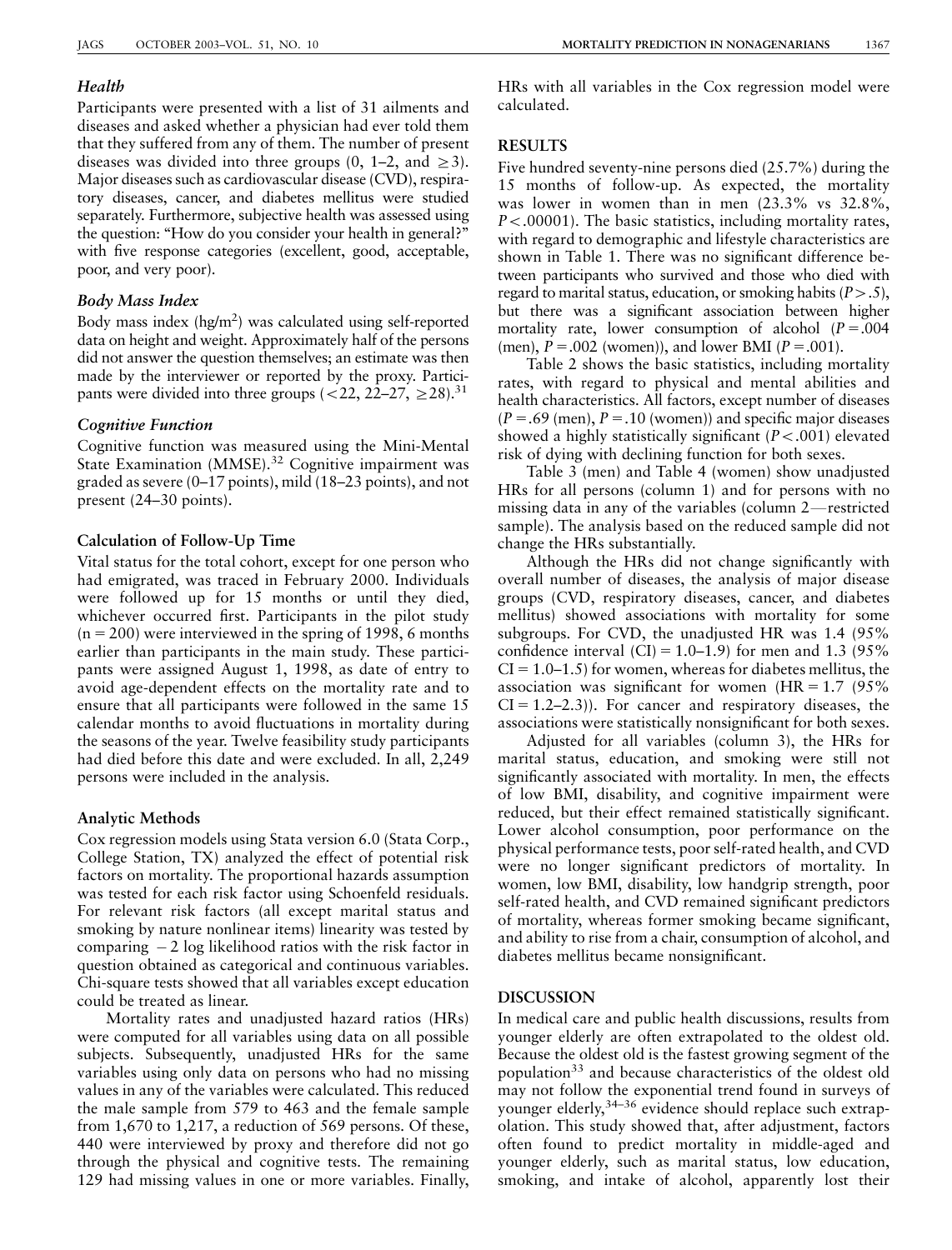### *Health*

Participants were presented with a list of 31 ailments and diseases and asked whether a physician had ever told them that they suffered from any of them. The number of present diseases was divided into three groups (0, 1–2, and $\geq 3$). Major diseases such as cardiovascular disease (CVD), respiratory diseases, cancer, and diabetes mellitus were studied separately. Furthermore, subjective health was assessed using the question: "How do you consider your health in general?" with five response categories (excellent, good, acceptable, poor, and very poor).

### *Body Mass Index*

Body mass index (hg/m$^2$) was calculated using self-reported data on height and weight. Approximately half of the persons did not answer the question themselves; an estimate was then made by the interviewer or reported by the proxy. Participants were divided into three groups ($<22$, 22–27, $\geq 28$).[31]

### *Cognitive Function*

Cognitive function was measured using the Mini-Mental State Examination (MMSE).[32] Cognitive impairment was graded as severe (0–17 points), mild (18–23 points), and not present (24–30 points).

## Calculation of Follow-Up Time

Vital status for the total cohort, except for one person who had emigrated, was traced in February 2000. Individuals were followed up for 15 months or until they died, whichever occurred first. Participants in the pilot study (n = 200) were interviewed in the spring of 1998, 6 months earlier than participants in the main study. These participants were assigned August 1, 1998, as date of entry to avoid age-dependent effects on the mortality rate and to ensure that all participants were followed in the same 15 calendar months to avoid fluctuations in mortality during the seasons of the year. Twelve feasibility study participants had died before this date and were excluded. In all, 2,249 persons were included in the analysis.

## Analytic Methods

Cox regression models using Stata version 6.0 (Stata Corp., College Station, TX) analyzed the effect of potential risk factors on mortality. The proportional hazards assumption was tested for each risk factor using Schoenfeld residuals. For relevant risk factors (all except marital status and smoking by nature nonlinear items) linearity was tested by comparing $-2$ log likelihood ratios with the risk factor in question obtained as categorical and continuous variables. Chi-square tests showed that all variables except education could be treated as linear.

Mortality rates and unadjusted hazard ratios (HRs) were computed for all variables using data on all possible subjects. Subsequently, unadjusted HRs for the same variables using only data on persons who had no missing values in any of the variables were calculated. This reduced the male sample from 579 to 463 and the female sample from 1,670 to 1,217, a reduction of 569 persons. Of these, 440 were interviewed by proxy and therefore did not go through the physical and cognitive tests. The remaining 129 had missing values in one or more variables. Finally, HRs with all variables in the Cox regression model were calculated.

## RESULTS

Five hundred seventy-nine persons died (25.7%) during the 15 months of follow-up. As expected, the mortality was lower in women than in men (23.3% vs 32.8%, $P < .00001$). The basic statistics, including mortality rates, with regard to demographic and lifestyle characteristics are shown in Table 1. There was no significant difference between participants who survived and those who died with regard to marital status, education, or smoking habits ($P > .5$), but there was a significant association between higher mortality rate, lower consumption of alcohol ($P = .004$ (men), $P = .002$ (women)), and lower BMI ($P = .001$).

Table 2 shows the basic statistics, including mortality rates, with regard to physical and mental abilities and health characteristics. All factors, except number of diseases ($P = .69$ (men), $P = .10$ (women)) and specific major diseases showed a highly statistically significant ($P < .001$) elevated risk of dying with declining function for both sexes.

Table 3 (men) and Table 4 (women) show unadjusted HRs for all persons (column 1) and for persons with no missing data in any of the variables (column 2—restricted sample). The analysis based on the reduced sample did not change the HRs substantially.

Although the HRs did not change significantly with overall number of diseases, the analysis of major disease groups (CVD, respiratory diseases, cancer, and diabetes mellitus) showed associations with mortality for some subgroups. For CVD, the unadjusted HR was 1.4 (95% confidence interval (CI) = 1.0–1.9) for men and 1.3 (95% CI = 1.0–1.5) for women, whereas for diabetes mellitus, the association was significant for women (HR = 1.7 (95% CI = 1.2–2.3)). For cancer and respiratory diseases, the associations were statistically nonsignificant for both sexes.

Adjusted for all variables (column 3), the HRs for marital status, education, and smoking were still not significantly associated with mortality. In men, the effects of low BMI, disability, and cognitive impairment were reduced, but their effect remained statistically significant. Lower alcohol consumption, poor performance on the physical performance tests, poor self-rated health, and CVD were no longer significant predictors of mortality. In women, low BMI, disability, low handgrip strength, poor self-rated health, and CVD remained significant predictors of mortality, whereas former smoking became significant, and ability to rise from a chair, consumption of alcohol, and diabetes mellitus became nonsignificant.

## DISCUSSION

In medical care and public health discussions, results from younger elderly are often extrapolated to the oldest old. Because the oldest old is the fastest growing segment of the population[33] and because characteristics of the oldest old may not follow the exponential trend found in surveys of younger elderly,[34–36] evidence should replace such extrapolation. This study showed that, after adjustment, factors often found to predict mortality in middle-aged and younger elderly, such as marital status, low education, smoking, and intake of alcohol, apparently lost their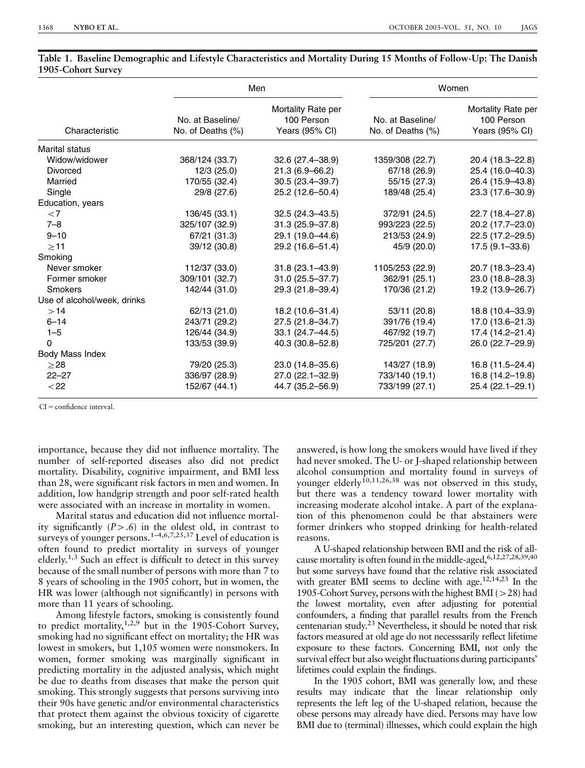**Table 1. Baseline Demographic and Lifestyle Characteristics and Mortality During 15 Months of Follow-Up: The Danish 1905-Cohort Survey**

| | Men | | Women | |
|---|---|---|---|---|
| Characteristic | No. at Baseline/ No. of Deaths (%) | Mortality Rate per 100 Person Years (95% CI) | No. at Baseline/ No. of Deaths (%) | Mortality Rate per 100 Person Years (95% CI) |
| Marital status | | | | |
| Widow/widower | 368/124 (33.7) | 32.6 (27.4–38.9) | 1359/308 (22.7) | 20.4 (18.3–22.8) |
| Divorced | 12/3 (25.0) | 21.3 (6.9–66.2) | 67/18 (26.9) | 25.4 (16.0–40.3) |
| Married | 170/55 (32.4) | 30.5 (23.4–39.7) | 55/15 (27.3) | 26.4 (15.9–43.8) |
| Single | 29/8 (27.6) | 25.2 (12.6–50.4) | 189/48 (25.4) | 23.3 (17.6–30.9) |
| Education, years | | | | |
| <7 | 136/45 (33.1) | 32.5 (24.3–43.5) | 372/91 (24.5) | 22.7 (18.4–27.8) |
| 7–8 | 325/107 (32.9) | 31.3 (25.9–37.8) | 993/223 (22.5) | 20.2 (17.7–23.0) |
| 9–10 | 67/21 (31.3) | 29.1 (19.0–44.6) | 213/53 (24.9) | 22.5 (17.2–29.5) |
| ≥11 | 39/12 (30.8) | 29.2 (16.6–51.4) | 45/9 (20.0) | 17.5 (9.1–33.6) |
| Smoking | | | | |
| Never smoker | 112/37 (33.0) | 31.8 (23.1–43.9) | 1105/253 (22.9) | 20.7 (18.3–23.4) |
| Former smoker | 309/101 (32.7) | 31.0 (25.5–37.7) | 362/91 (25.1) | 23.0 (18.8–28.3) |
| Smokers | 142/44 (31.0) | 29.3 (21.8–39.4) | 170/36 (21.2) | 19.2 (13.9–26.7) |
| Use of alcohol/week, drinks | | | | |
| >14 | 62/13 (21.0) | 18.2 (10.6–31.4) | 53/11 (20.8) | 18.8 (10.4–33.9) |
| 6–14 | 243/71 (29.2) | 27.5 (21.8–34.7) | 391/76 (19.4) | 17.0 (13.6–21.3) |
| 1–5 | 126/44 (34.9) | 33.1 (24.7–44.5) | 467/92 (19.7) | 17.4 (14.2–21.4) |
| 0 | 133/53 (39.9) | 40.3 (30.8–52.8) | 725/201 (27.7) | 26.0 (22.7–29.9) |
| Body Mass Index | | | | |
| ≥28 | 79/20 (25.3) | 23.0 (14.8–35.6) | 143/27 (18.9) | 16.8 (11.5–24.4) |
| 22–27 | 336/97 (28.9) | 27.0 (22.1–32.9) | 733/140 (19.1) | 16.8 (14.2–19.8) |
| <22 | 152/67 (44.1) | 44.7 (35.2–56.9) | 733/199 (27.1) | 25.4 (22.1–29.1) |

CI = confidence interval.

importance, because they did not influence mortality. The number of self-reported diseases also did not predict mortality. Disability, cognitive impairment, and BMI less than 28, were significant risk factors in men and women. In addition, low handgrip strength and poor self-rated health were associated with an increase in mortality in women.

Marital status and education did not influence mortality significantly ($P > .6$) in the oldest old, in contrast to surveys of younger persons.[1–4,6,7,25,37] Level of education is often found to predict mortality in surveys of younger elderly.[1,3] Such an effect is difficult to detect in this survey because of the small number of persons with more than 7 to 8 years of schooling in the 1905 cohort, but in women, the HR was lower (although not significantly) in persons with more than 11 years of schooling.

Among lifestyle factors, smoking is consistently found to predict mortality,[1,2,9] but in the 1905-Cohort Survey, smoking had no significant effect on mortality; the HR was lowest in smokers, but 1,105 women were nonsmokers. In women, former smoking was marginally significant in predicting mortality in the adjusted analysis, which might be due to deaths from diseases that make the person quit smoking. This strongly suggests that persons surviving into their 90s have genetic and/or environmental characteristics that protect them against the obvious toxicity of cigarette smoking, but an interesting question, which can never be answered, is how long the smokers would have lived if they had never smoked. The U- or J-shaped relationship between alcohol consumption and mortality found in surveys of younger elderly[10,11,26,38] was not observed in this study, but there was a tendency toward lower mortality with increasing moderate alcohol intake. A part of the explanation of this phenomenon could be that abstainers were former drinkers who stopped drinking for health-related reasons.

A U-shaped relationship between BMI and the risk of all-cause mortality is often found in the middle-aged,[6,12,27,28,39,40] but some surveys have found that the relative risk associated with greater BMI seems to decline with age.[12,14,23] In the 1905-Cohort Survey, persons with the highest BMI (>28) had the lowest mortality, even after adjusting for potential confounders, a finding that parallel results from the French centenarian study.[23] Nevertheless, it should be noted that risk factors measured at old age do not necesssarily reflect lifetime exposure to these factors. Concerning BMI, not only the survival effect but also weight fluctuations during participants' lifetimes could explain the findings.

In the 1905 cohort, BMI was generally low, and these results may indicate that the linear relationship only represents the left leg of the U-shaped relation, because the obese persons may already have died. Persons may have low BMI due to (terminal) illnesses, which could explain the high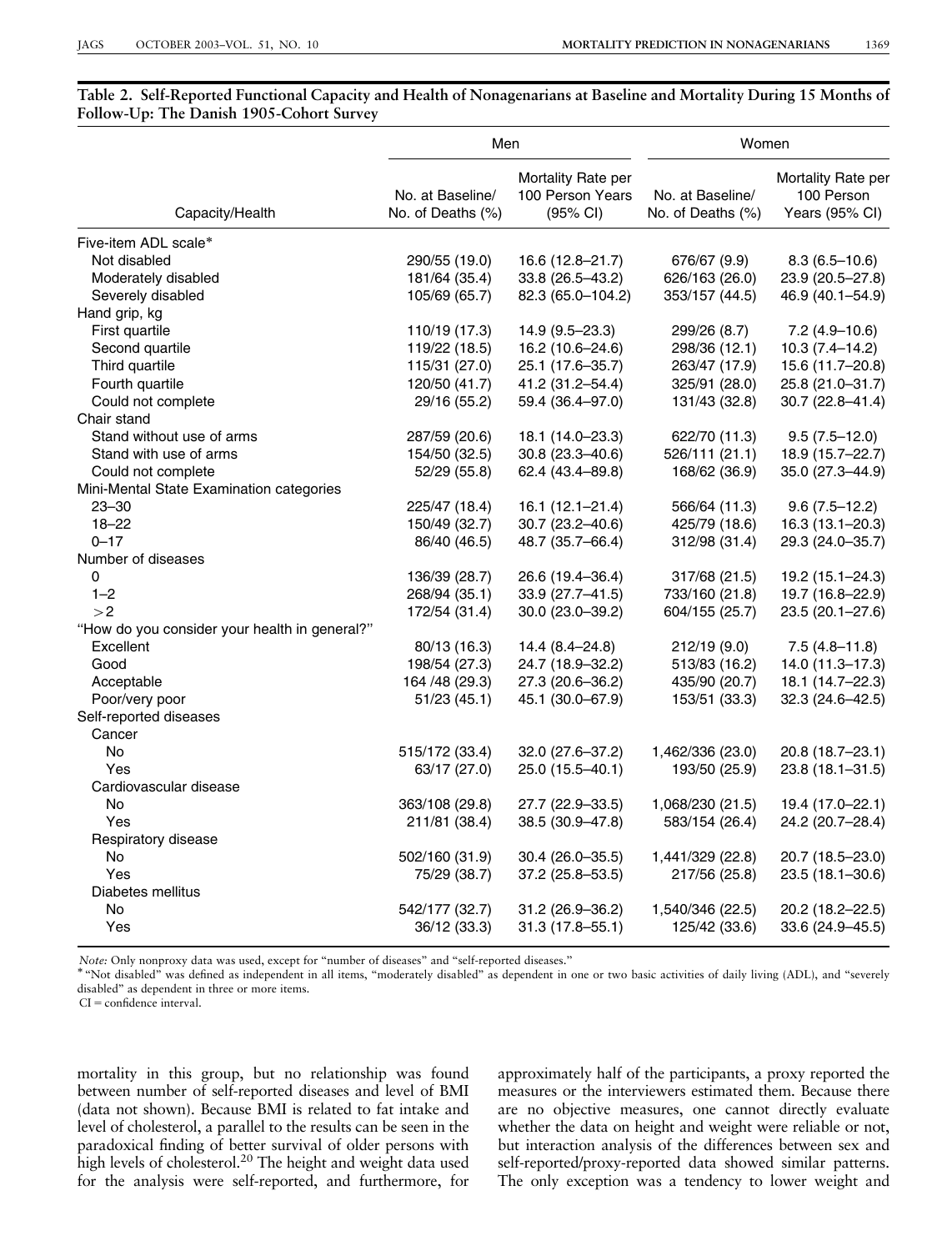**Table 2. Self-Reported Functional Capacity and Health of Nonagenarians at Baseline and Mortality During 15 Months of Follow-Up: The Danish 1905-Cohort Survey**

| | Men | | Women | |
|---|---|---|---|---|
| Capacity/Health | No. at Baseline/ No. of Deaths (%) | Mortality Rate per 100 Person Years (95% CI) | No. at Baseline/ No. of Deaths (%) | Mortality Rate per 100 Person Years (95% CI) |
| Five-item ADL scale* | | | | |
| Not disabled | 290/55 (19.0) | 16.6 (12.8–21.7) | 676/67 (9.9) | 8.3 (6.5–10.6) |
| Moderately disabled | 181/64 (35.4) | 33.8 (26.5–43.2) | 626/163 (26.0) | 23.9 (20.5–27.8) |
| Severely disabled | 105/69 (65.7) | 82.3 (65.0–104.2) | 353/157 (44.5) | 46.9 (40.1–54.9) |
| Hand grip, kg | | | | |
| First quartile | 110/19 (17.3) | 14.9 (9.5–23.3) | 299/26 (8.7) | 7.2 (4.9–10.6) |
| Second quartile | 119/22 (18.5) | 16.2 (10.6–24.6) | 298/36 (12.1) | 10.3 (7.4–14.2) |
| Third quartile | 115/31 (27.0) | 25.1 (17.6–35.7) | 263/47 (17.9) | 15.6 (11.7–20.8) |
| Fourth quartile | 120/50 (41.7) | 41.2 (31.2–54.4) | 325/91 (28.0) | 25.8 (21.0–31.7) |
| Could not complete | 29/16 (55.2) | 59.4 (36.4–97.0) | 131/43 (32.8) | 30.7 (22.8–41.4) |
| Chair stand | | | | |
| Stand without use of arms | 287/59 (20.6) | 18.1 (14.0–23.3) | 622/70 (11.3) | 9.5 (7.5–12.0) |
| Stand with use of arms | 154/50 (32.5) | 30.8 (23.3–40.6) | 526/111 (21.1) | 18.9 (15.7–22.7) |
| Could not complete | 52/29 (55.8) | 62.4 (43.4–89.8) | 168/62 (36.9) | 35.0 (27.3–44.9) |
| Mini-Mental State Examination categories | | | | |
| 23–30 | 225/47 (18.4) | 16.1 (12.1–21.4) | 566/64 (11.3) | 9.6 (7.5–12.2) |
| 18–22 | 150/49 (32.7) | 30.7 (23.2–40.6) | 425/79 (18.6) | 16.3 (13.1–20.3) |
| 0–17 | 86/40 (46.5) | 48.7 (35.7–66.4) | 312/98 (31.4) | 29.3 (24.0–35.7) |
| Number of diseases | | | | |
| 0 | 136/39 (28.7) | 26.6 (19.4–36.4) | 317/68 (21.5) | 19.2 (15.1–24.3) |
| 1–2 | 268/94 (35.1) | 33.9 (27.7–41.5) | 733/160 (21.8) | 19.7 (16.8–22.9) |
| >2 | 172/54 (31.4) | 30.0 (23.0–39.2) | 604/155 (25.7) | 23.5 (20.1–27.6) |
| "How do you consider your health in general?" | | | | |
| Excellent | 80/13 (16.3) | 14.4 (8.4–24.8) | 212/19 (9.0) | 7.5 (4.8–11.8) |
| Good | 198/54 (27.3) | 24.7 (18.9–32.2) | 513/83 (16.2) | 14.0 (11.3–17.3) |
| Acceptable | 164 /48 (29.3) | 27.3 (20.6–36.2) | 435/90 (20.7) | 18.1 (14.7–22.3) |
| Poor/very poor | 51/23 (45.1) | 45.1 (30.0–67.9) | 153/51 (33.3) | 32.3 (24.6–42.5) |
| Self-reported diseases | | | | |
| Cancer | | | | |
| No | 515/172 (33.4) | 32.0 (27.6–37.2) | 1,462/336 (23.0) | 20.8 (18.7–23.1) |
| Yes | 63/17 (27.0) | 25.0 (15.5–40.1) | 193/50 (25.9) | 23.8 (18.1–31.5) |
| Cardiovascular disease | | | | |
| No | 363/108 (29.8) | 27.7 (22.9–33.5) | 1,068/230 (21.5) | 19.4 (17.0–22.1) |
| Yes | 211/81 (38.4) | 38.5 (30.9–47.8) | 583/154 (26.4) | 24.2 (20.7–28.4) |
| Respiratory disease | | | | |
| No | 502/160 (31.9) | 30.4 (26.0–35.5) | 1,441/329 (22.8) | 20.7 (18.5–23.0) |
| Yes | 75/29 (38.7) | 37.2 (25.8–53.5) | 217/56 (25.8) | 23.5 (18.1–30.6) |
| Diabetes mellitus | | | | |
| No | 542/177 (32.7) | 31.2 (26.9–36.2) | 1,540/346 (22.5) | 20.2 (18.2–22.5) |
| Yes | 36/12 (33.3) | 31.3 (17.8–55.1) | 125/42 (33.6) | 33.6 (24.9–45.5) |

*Note:* Only nonproxy data was used, except for "number of diseases" and "self-reported diseases."

\* "Not disabled" was defined as independent in all items, "moderately disabled" as dependent in one or two basic activities of daily living (ADL), and "severely disabled" as dependent in three or more items.

CI = confidence interval.

mortality in this group, but no relationship was found between number of self-reported diseases and level of BMI (data not shown). Because BMI is related to fat intake and level of cholesterol, a parallel to the results can be seen in the paradoxical finding of better survival of older persons with high levels of cholesterol.[20] The height and weight data used for the analysis were self-reported, and furthermore, for approximately half of the participants, a proxy reported the measures or the interviewers estimated them. Because there are no objective measures, one cannot directly evaluate whether the data on height and weight were reliable or not, but interaction analysis of the differences between sex and self-reported/proxy-reported data showed similar patterns. The only exception was a tendency to lower weight and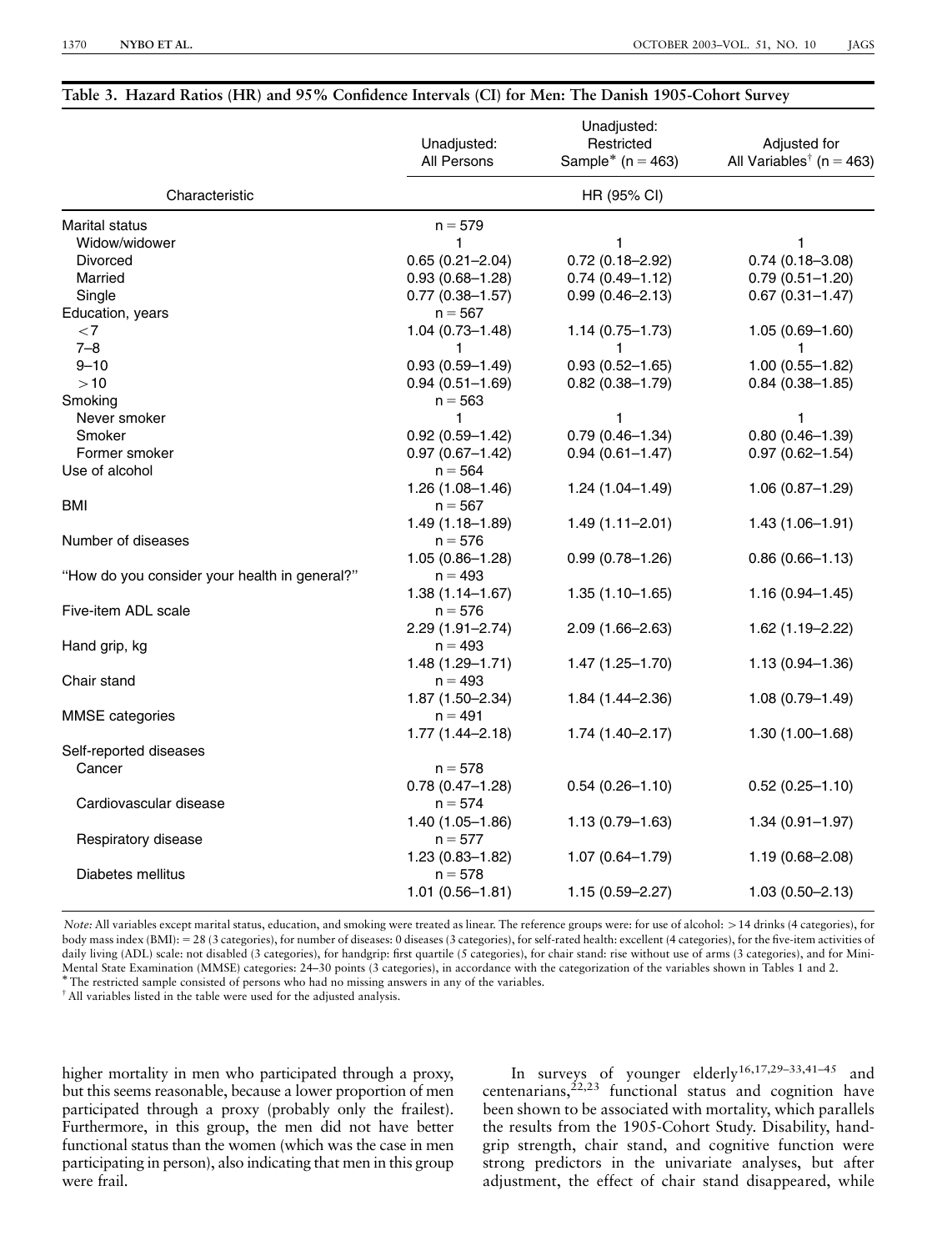**Table 3. Hazard Ratios (HR) and 95% Confidence Intervals (CI) for Men: The Danish 1905-Cohort Survey**

| Characteristic | Unadjusted: All Persons | Unadjusted: Restricted Sample* (n = 463) | Adjusted for All Variables† (n = 463) |
|---|---|---|---|
| | HR (95% CI) | | |
| Marital status | n = 579 | | |
| Widow/widower | 1 | 1 | 1 |
| Divorced | 0.65 (0.21–2.04) | 0.72 (0.18–2.92) | 0.74 (0.18–3.08) |
| Married | 0.93 (0.68–1.28) | 0.74 (0.49–1.12) | 0.79 (0.51–1.20) |
| Single | 0.77 (0.38–1.57) | 0.99 (0.46–2.13) | 0.67 (0.31–1.47) |
| Education, years | n = 567 | | |
| <7 | 1.04 (0.73–1.48) | 1.14 (0.75–1.73) | 1.05 (0.69–1.60) |
| 7–8 | 1 | 1 | 1 |
| 9–10 | 0.93 (0.59–1.49) | 0.93 (0.52–1.65) | 1.00 (0.55–1.82) |
| >10 | 0.94 (0.51–1.69) | 0.82 (0.38–1.79) | 0.84 (0.38–1.85) |
| Smoking | n = 563 | | |
| Never smoker | 1 | 1 | 1 |
| Smoker | 0.92 (0.59–1.42) | 0.79 (0.46–1.34) | 0.80 (0.46–1.39) |
| Former smoker | 0.97 (0.67–1.42) | 0.94 (0.61–1.47) | 0.97 (0.62–1.54) |
| Use of alcohol | n = 564 | | |
| | 1.26 (1.08–1.46) | 1.24 (1.04–1.49) | 1.06 (0.87–1.29) |
| BMI | n = 567 | | |
| | 1.49 (1.18–1.89) | 1.49 (1.11–2.01) | 1.43 (1.06–1.91) |
| Number of diseases | n = 576 | | |
| | 1.05 (0.86–1.28) | 0.99 (0.78–1.26) | 0.86 (0.66–1.13) |
| "How do you consider your health in general?" | n = 493 | | |
| | 1.38 (1.14–1.67) | 1.35 (1.10–1.65) | 1.16 (0.94–1.45) |
| Five-item ADL scale | n = 576 | | |
| | 2.29 (1.91–2.74) | 2.09 (1.66–2.63) | 1.62 (1.19–2.22) |
| Hand grip, kg | n = 493 | | |
| | 1.48 (1.29–1.71) | 1.47 (1.25–1.70) | 1.13 (0.94–1.36) |
| Chair stand | n = 493 | | |
| | 1.87 (1.50–2.34) | 1.84 (1.44–2.36) | 1.08 (0.79–1.49) |
| MMSE categories | n = 491 | | |
| | 1.77 (1.44–2.18) | 1.74 (1.40–2.17) | 1.30 (1.00–1.68) |
| Self-reported diseases | | | |
| Cancer | n = 578 | | |
| | 0.78 (0.47–1.28) | 0.54 (0.26–1.10) | 0.52 (0.25–1.10) |
| Cardiovascular disease | n = 574 | | |
| | 1.40 (1.05–1.86) | 1.13 (0.79–1.63) | 1.34 (0.91–1.97) |
| Respiratory disease | n = 577 | | |
| | 1.23 (0.83–1.82) | 1.07 (0.64–1.79) | 1.19 (0.68–2.08) |
| Diabetes mellitus | n = 578 | | |
| | 1.01 (0.56–1.81) | 1.15 (0.59–2.27) | 1.03 (0.50–2.13) |

*Note:* All variables except marital status, education, and smoking were treated as linear. The reference groups were: for use of alcohol: >14 drinks (4 categories), for body mass index (BMI): = 28 (3 categories), for number of diseases: 0 diseases (3 categories), for self-rated health: excellent (4 categories), for the five-item activities of daily living (ADL) scale: not disabled (3 categories), for handgrip: first quartile (5 categories), for chair stand: rise without use of arms (3 categories), and for Mini-Mental State Examination (MMSE) categories: 24–30 points (3 categories), in accordance with the categorization of the variables shown in Tables 1 and 2.

\* The restricted sample consisted of persons who had no missing answers in any of the variables.

† All variables listed in the table were used for the adjusted analysis.

higher mortality in men who participated through a proxy, but this seems reasonable, because a lower proportion of men participated through a proxy (probably only the frailest). Furthermore, in this group, the men did not have better functional status than the women (which was the case in men participating in person), also indicating that men in this group were frail.

In surveys of younger elderly[16,17,29–33,41–45] and centenarians,[22,23] functional status and cognition have been shown to be associated with mortality, which parallels the results from the 1905-Cohort Study. Disability, handgrip strength, chair stand, and cognitive function were strong predictors in the univariate analyses, but after adjustment, the effect of chair stand disappeared, while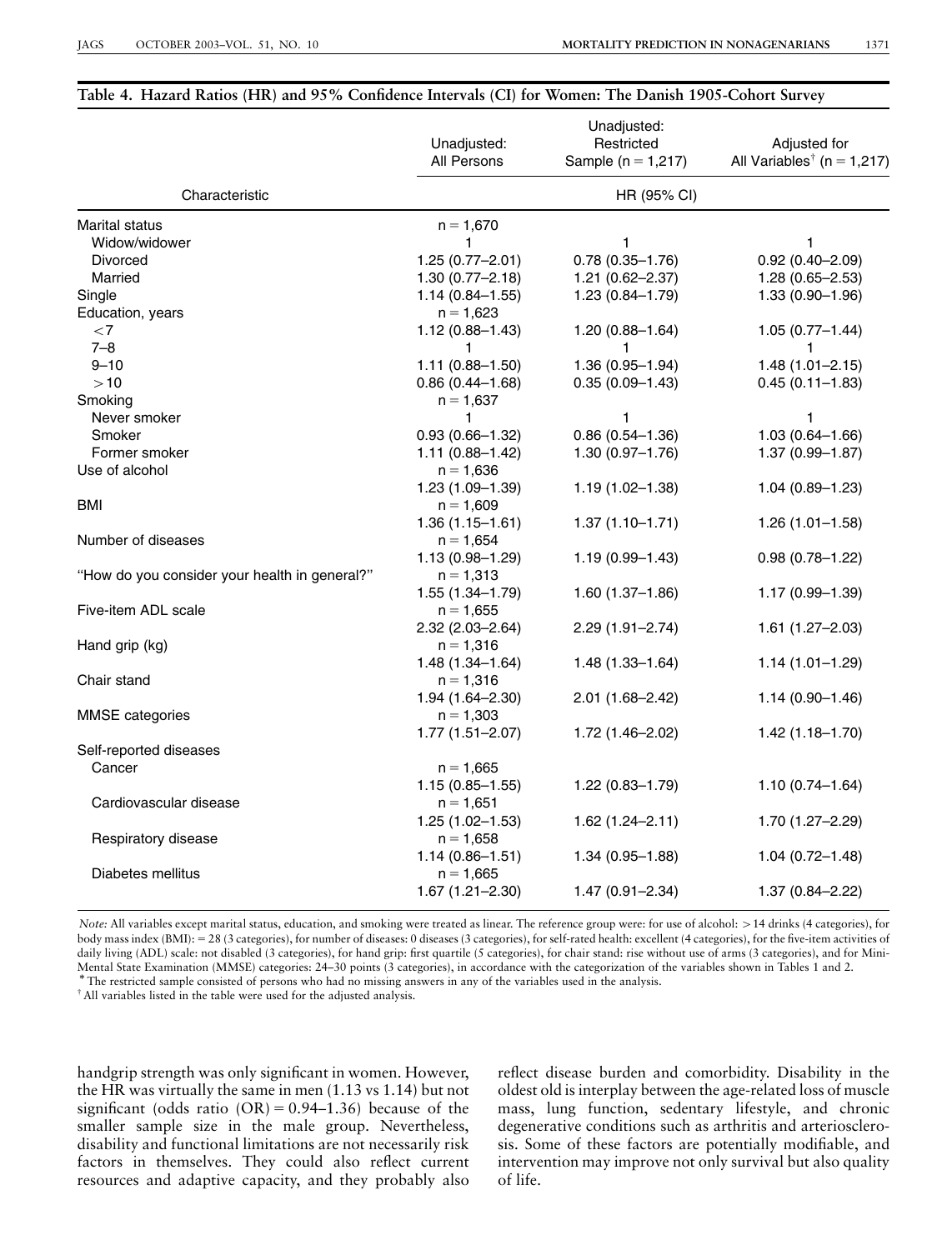**Table 4. Hazard Ratios (HR) and 95% Confidence Intervals (CI) for Women: The Danish 1905-Cohort Survey**

| Characteristic | Unadjusted: All Persons | Unadjusted: Restricted Sample (n = 1,217) | Adjusted for All Variables[†] (n = 1,217) |
|---|---|---|---|
| | HR (95% CI) | | |
| Marital status | n = 1,670 | | |
| Widow/widower | 1 | 1 | 1 |
| Divorced | 1.25 (0.77–2.01) | 0.78 (0.35–1.76) | 0.92 (0.40–2.09) |
| Married | 1.30 (0.77–2.18) | 1.21 (0.62–2.37) | 1.28 (0.65–2.53) |
| Single | 1.14 (0.84–1.55) | 1.23 (0.84–1.79) | 1.33 (0.90–1.96) |
| Education, years | n = 1,623 | | |
| <7 | 1.12 (0.88–1.43) | 1.20 (0.88–1.64) | 1.05 (0.77–1.44) |
| 7–8 | 1 | 1 | 1 |
| 9–10 | 1.11 (0.88–1.50) | 1.36 (0.95–1.94) | 1.48 (1.01–2.15) |
| >10 | 0.86 (0.44–1.68) | 0.35 (0.09–1.43) | 0.45 (0.11–1.83) |
| Smoking | n = 1,637 | | |
| Never smoker | 1 | 1 | 1 |
| Smoker | 0.93 (0.66–1.32) | 0.86 (0.54–1.36) | 1.03 (0.64–1.66) |
| Former smoker | 1.11 (0.88–1.42) | 1.30 (0.97–1.76) | 1.37 (0.99–1.87) |
| Use of alcohol | n = 1,636 | | |
| | 1.23 (1.09–1.39) | 1.19 (1.02–1.38) | 1.04 (0.89–1.23) |
| BMI | n = 1,609 | | |
| | 1.36 (1.15–1.61) | 1.37 (1.10–1.71) | 1.26 (1.01–1.58) |
| Number of diseases | n = 1,654 | | |
| | 1.13 (0.98–1.29) | 1.19 (0.99–1.43) | 0.98 (0.78–1.22) |
| "How do you consider your health in general?" | n = 1,313 | | |
| | 1.55 (1.34–1.79) | 1.60 (1.37–1.86) | 1.17 (0.99–1.39) |
| Five-item ADL scale | n = 1,655 | | |
| | 2.32 (2.03–2.64) | 2.29 (1.91–2.74) | 1.61 (1.27–2.03) |
| Hand grip (kg) | n = 1,316 | | |
| | 1.48 (1.34–1.64) | 1.48 (1.33–1.64) | 1.14 (1.01–1.29) |
| Chair stand | n = 1,316 | | |
| | 1.94 (1.64–2.30) | 2.01 (1.68–2.42) | 1.14 (0.90–1.46) |
| MMSE categories | n = 1,303 | | |
| | 1.77 (1.51–2.07) | 1.72 (1.46–2.02) | 1.42 (1.18–1.70) |
| Self-reported diseases | | | |
| Cancer | n = 1,665 | | |
| | 1.15 (0.85–1.55) | 1.22 (0.83–1.79) | 1.10 (0.74–1.64) |
| Cardiovascular disease | n = 1,651 | | |
| | 1.25 (1.02–1.53) | 1.62 (1.24–2.11) | 1.70 (1.27–2.29) |
| Respiratory disease | n = 1,658 | | |
| | 1.14 (0.86–1.51) | 1.34 (0.95–1.88) | 1.04 (0.72–1.48) |
| Diabetes mellitus | n = 1,665 | | |
| | 1.67 (1.21–2.30) | 1.47 (0.91–2.34) | 1.37 (0.84–2.22) |

*Note:* All variables except marital status, education, and smoking were treated as linear. The reference group were: for use of alcohol: >14 drinks (4 categories), for body mass index (BMI): = 28 (3 categories), for number of diseases: 0 diseases (3 categories), for self-rated health: excellent (4 categories), for the five-item activities of daily living (ADL) scale: not disabled (3 categories), for hand grip: first quartile (5 categories), for chair stand: rise without use of arms (3 categories), and for Mini-Mental State Examination (MMSE) categories: 24–30 points (3 categories), in accordance with the categorization of the variables shown in Tables 1 and 2.

\* The restricted sample consisted of persons who had no missing answers in any of the variables used in the analysis.

† All variables listed in the table were used for the adjusted analysis.

handgrip strength was only significant in women. However, the HR was virtually the same in men (1.13 vs 1.14) but not significant (odds ratio (OR) = 0.94–1.36) because of the smaller sample size in the male group. Nevertheless, disability and functional limitations are not necessarily risk factors in themselves. They could also reflect current resources and adaptive capacity, and they probably also reflect disease burden and comorbidity. Disability in the oldest old is interplay between the age-related loss of muscle mass, lung function, sedentary lifestyle, and chronic degenerative conditions such as arthritis and arteriosclerosis. Some of these factors are potentially modifiable, and intervention may improve not only survival but also quality of life.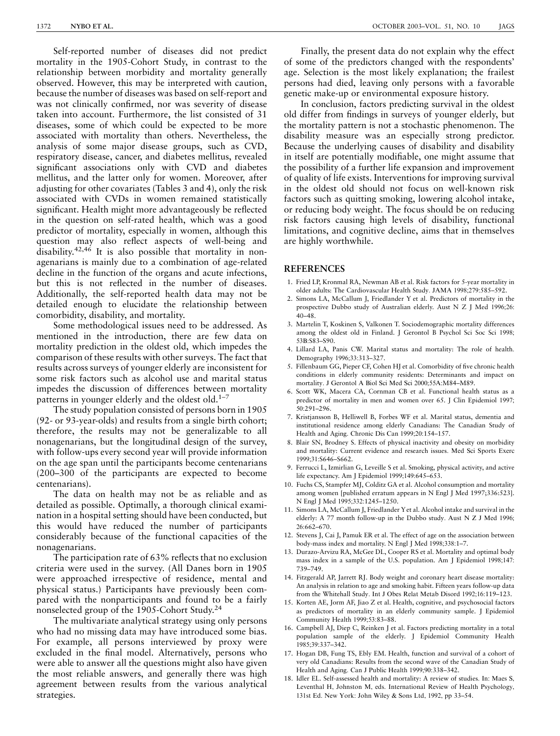Self-reported number of diseases did not predict mortality in the 1905-Cohort Study, in contrast to the relationship between morbidity and mortality generally observed. However, this may be interpreted with caution, because the number of diseases was based on self-report and was not clinically confirmed, nor was severity of disease taken into account. Furthermore, the list consisted of 31 diseases, some of which could be expected to be more associated with mortality than others. Nevertheless, the analysis of some major disease groups, such as CVD, respiratory disease, cancer, and diabetes mellitus, revealed significant associations only with CVD and diabetes mellitus, and the latter only for women. Moreover, after adjusting for other covariates (Tables 3 and 4), only the risk associated with CVDs in women remained statistically significant. Health might more advantageously be reflected in the question on self-rated health, which was a good predictor of mortality, especially in women, although this question may also reflect aspects of well-being and disability.[42,46] It is also possible that mortality in nonagenarians is mainly due to a combination of age-related decline in the function of the organs and acute infections, but this is not reflected in the number of diseases. Additionally, the self-reported health data may not be detailed enough to elucidate the relationship between comorbidity, disability, and mortality.

Some methodological issues need to be addressed. As mentioned in the introduction, there are few data on mortality prediction in the oldest old, which impedes the comparison of these results with other surveys. The fact that results across surveys of younger elderly are inconsistent for some risk factors such as alcohol use and marital status impedes the discussion of differences between mortality patterns in younger elderly and the oldest old.[1–7]

The study population consisted of persons born in 1905 (92- or 93-year-olds) and results from a single birth cohort; therefore, the results may not be generalizable to all nonagenarians, but the longitudinal design of the survey, with follow-ups every second year will provide information on the age span until the participants become centenarians (200–300 of the participants are expected to become centenarians).

The data on health may not be as reliable and as detailed as possible. Optimally, a thorough clinical examination in a hospital setting should have been conducted, but this would have reduced the number of participants considerably because of the functional capacities of the nonagenarians.

The participation rate of 63% reflects that no exclusion criteria were used in the survey. (All Danes born in 1905 were approached irrespective of residence, mental and physical status.) Participants have previously been compared with the nonparticipants and found to be a fairly nonselected group of the 1905-Cohort Study.[24]

The multivariate analytical strategy using only persons who had no missing data may have introduced some bias. For example, all persons interviewed by proxy were excluded in the final model. Alternatively, persons who were able to answer all the questions might also have given the most reliable answers, and generally there was high agreement between results from the various analytical strategies.

Finally, the present data do not explain why the effect of some of the predictors changed with the respondents' age. Selection is the most likely explanation; the frailest persons had died, leaving only persons with a favorable genetic make-up or environmental exposure history.

In conclusion, factors predicting survival in the oldest old differ from findings in surveys of younger elderly, but the mortality pattern is not a stochastic phenomenon. The disability measure was an especially strong predictor. Because the underlying causes of disability and disability in itself are potentially modifiable, one might assume that the possibility of a further life expansion and improvement of quality of life exists. Interventions for improving survival in the oldest old should not focus on well-known risk factors such as quitting smoking, lowering alcohol intake, or reducing body weight. The focus should be on reducing risk factors causing high levels of disability, functional limitations, and cognitive decline, aims that in themselves are highly worthwhile.

## REFERENCES

1. Fried LP, Kronmal RA, Newman AB et al. Risk factors for 5-year mortality in older adults: The Cardiovascular Health Study. JAMA 1998;279:585–592.
2. Simons LA, McCallum J, Friedlander Y et al. Predictors of mortality in the prospective Dubbo study of Australian elderly. Aust N Z J Med 1996;26:40–48.
3. Martelin T, Koskinen S, Valkonen T. Sociodemographic mortality differences among the oldest old in Finland. J Gerontol B Psychol Sci Soc Sci 1998;53B:S83–S90.
4. Lillard LA, Panis CW. Marital status and mortality: The role of health. Demography 1996;33:313–327.
5. Fillenbaum GG, Pieper CF, Cohen HJ et al. Comorbidity of five chronic health conditions in elderly community residents: Determinants and impact on mortality. J Gerontol A Biol Sci Med Sci 2000;55A:M84–M89.
6. Scott WK, Macera CA, Cornman CB et al. Functional health status as a predictor of mortality in men and women over 65. J Clin Epidemiol 1997;50:291–296.
7. Kristjansson B, Helliwell B, Forbes WF et al. Marital status, dementia and institutional residence among elderly Canadians: The Canadian Study of Health and Aging. Chronic Dis Can 1999;20:154–157.
8. Blair SN, Brodney S. Effects of physical inactivity and obesity on morbidity and mortality: Current evidence and research issues. Med Sci Sports Exerc 1999;31:S646–S662.
9. Ferrucci L, Izmirlian G, Leveille S et al. Smoking, physical activity, and active life expectancy. Am J Epidemiol 1999;149:645–653.
10. Fuchs CS, Stampfer MJ, Colditz GA et al. Alcohol consumption and mortality among women [published erratum appears in N Engl J Med 1997;336:523]. N Engl J Med 1995;332:1245–1250.
11. Simons LA, McCallum J, Friedlander Y et al. Alcohol intake and survival in the elderly: A 77 month follow-up in the Dubbo study. Aust N Z J Med 1996;26:662–670.
12. Stevens J, Cai J, Pamuk ER et al. The effect of age on the association between body-mass index and mortality. N Engl J Med 1998;338:1–7.
13. Durazo-Arvizu RA, McGee DL, Cooper RS et al. Mortality and optimal body mass index in a sample of the U.S. population. Am J Epidemiol 1998;147:739–749.
14. Fitzgerald AP, Jarrett RJ. Body weight and coronary heart disease mortality: An analysis in relation to age and smoking habit. Fifteen years follow-up data from the Whitehall Study. Int J Obes Relat Metab Disord 1992;16:119–123.
15. Korten AE, Jorm AF, Jiao Z et al. Health, cognitive, and psychosocial factors as predictors of mortality in an elderly community sample. J Epidemiol Community Health 1999;53:83–88.
16. Campbell AJ, Diep C, Reinken J et al. Factors predicting mortality in a total population sample of the elderly. J Epidemiol Community Health 1985;39:337–342.
17. Hogan DB, Fung TS, Ebly EM. Health, function and survival of a cohort of very old Canadians: Results from the second wave of the Canadian Study of Health and Aging. Can J Public Health 1999;90:338–342.
18. Idler EL. Self-assessed health and mortality: A review of studies. In: Maes S, Leventhal H, Johnston M, eds. International Review of Health Psychology, 131st Ed. New York: John Wiley & Sons Ltd, 1992, pp 33–54.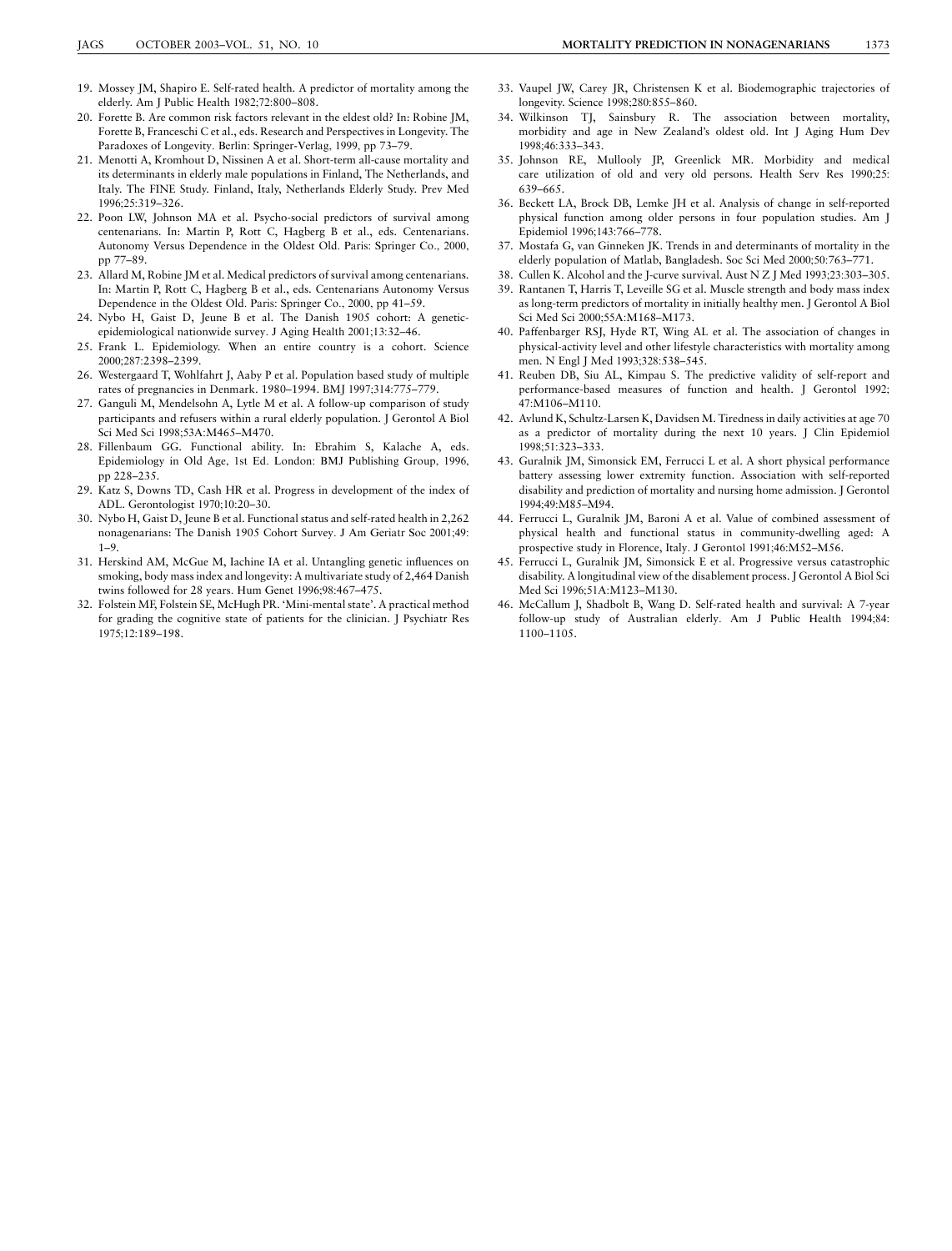19. Mossey JM, Shapiro E. Self-rated health. A predictor of mortality among the elderly. Am J Public Health 1982;72:800–808.
20. Forette B. Are common risk factors relevant in the eldest old? In: Robine JM, Forette B, Franceschi C et al., eds. Research and Perspectives in Longevity. The Paradoxes of Longevity. Berlin: Springer-Verlag, 1999, pp 73–79.
21. Menotti A, Kromhout D, Nissinen A et al. Short-term all-cause mortality and its determinants in elderly male populations in Finland, The Netherlands, and Italy. The FINE Study. Finland, Italy, Netherlands Elderly Study. Prev Med 1996;25:319–326.
22. Poon LW, Johnson MA et al. Psycho-social predictors of survival among centenarians. In: Martin P, Rott C, Hagberg B et al., eds. Centenarians. Autonomy Versus Dependence in the Oldest Old. Paris: Springer Co., 2000, pp 77–89.
23. Allard M, Robine JM et al. Medical predictors of survival among centenarians. In: Martin P, Rott C, Hagberg B et al., eds. Centenarians Autonomy Versus Dependence in the Oldest Old. Paris: Springer Co., 2000, pp 41–59.
24. Nybo H, Gaist D, Jeune B et al. The Danish 1905 cohort: A genetic-epidemiological nationwide survey. J Aging Health 2001;13:32–46.
25. Frank L. Epidemiology. When an entire country is a cohort. Science 2000;287:2398–2399.
26. Westergaard T, Wohlfahrt J, Aaby P et al. Population based study of multiple rates of pregnancies in Denmark. 1980–1994. BMJ 1997;314:775–779.
27. Ganguli M, Mendelsohn A, Lytle M et al. A follow-up comparison of study participants and refusers within a rural elderly population. J Gerontol A Biol Sci Med Sci 1998;53A:M465–M470.
28. Fillenbaum GG. Functional ability. In: Ebrahim S, Kalache A, eds. Epidemiology in Old Age, 1st Ed. London: BMJ Publishing Group, 1996, pp 228–235.
29. Katz S, Downs TD, Cash HR et al. Progress in development of the index of ADL. Gerontologist 1970;10:20–30.
30. Nybo H, Gaist D, Jeune B et al. Functional status and self-rated health in 2,262 nonagenarians: The Danish 1905 Cohort Survey. J Am Geriatr Soc 2001;49: 1–9.
31. Herskind AM, McGue M, Iachine IA et al. Untangling genetic influences on smoking, body mass index and longevity: A multivariate study of 2,464 Danish twins followed for 28 years. Hum Genet 1996;98:467–475.
32. Folstein MF, Folstein SE, McHugh PR. 'Mini-mental state'. A practical method for grading the cognitive state of patients for the clinician. J Psychiatr Res 1975;12:189–198.
33. Vaupel JW, Carey JR, Christensen K et al. Biodemographic trajectories of longevity. Science 1998;280:855–860.
34. Wilkinson TJ, Sainsbury R. The association between mortality, morbidity and age in New Zealand's oldest old. Int J Aging Hum Dev 1998;46:333–343.
35. Johnson RE, Mullooly JP, Greenlick MR. Morbidity and medical care utilization of old and very old persons. Health Serv Res 1990;25: 639–665.
36. Beckett LA, Brock DB, Lemke JH et al. Analysis of change in self-reported physical function among older persons in four population studies. Am J Epidemiol 1996;143:766–778.
37. Mostafa G, van Ginneken JK. Trends in and determinants of mortality in the elderly population of Matlab, Bangladesh. Soc Sci Med 2000;50:763–771.
38. Cullen K. Alcohol and the J-curve survival. Aust N Z J Med 1993;23:303–305.
39. Rantanen T, Harris T, Leveille SG et al. Muscle strength and body mass index as long-term predictors of mortality in initially healthy men. J Gerontol A Biol Sci Med Sci 2000;55A:M168–M173.
40. Paffenbarger RSJ, Hyde RT, Wing AL et al. The association of changes in physical-activity level and other lifestyle characteristics with mortality among men. N Engl J Med 1993;328:538–545.
41. Reuben DB, Siu AL, Kimpau S. The predictive validity of self-report and performance-based measures of function and health. J Gerontol 1992; 47:M106–M110.
42. Avlund K, Schultz-Larsen K, Davidsen M. Tiredness in daily activities at age 70 as a predictor of mortality during the next 10 years. J Clin Epidemiol 1998;51:323–333.
43. Guralnik JM, Simonsick EM, Ferrucci L et al. A short physical performance battery assessing lower extremity function. Association with self-reported disability and prediction of mortality and nursing home admission. J Gerontol 1994;49:M85–M94.
44. Ferrucci L, Guralnik JM, Baroni A et al. Value of combined assessment of physical health and functional status in community-dwelling aged: A prospective study in Florence, Italy. J Gerontol 1991;46:M52–M56.
45. Ferrucci L, Guralnik JM, Simonsick E et al. Progressive versus catastrophic disability. A longitudinal view of the disablement process. J Gerontol A Biol Sci Med Sci 1996;51A:M123–M130.
46. McCallum J, Shadbolt B, Wang D. Self-rated health and survival: A 7-year follow-up study of Australian elderly. Am J Public Health 1994;84: 1100–1105.